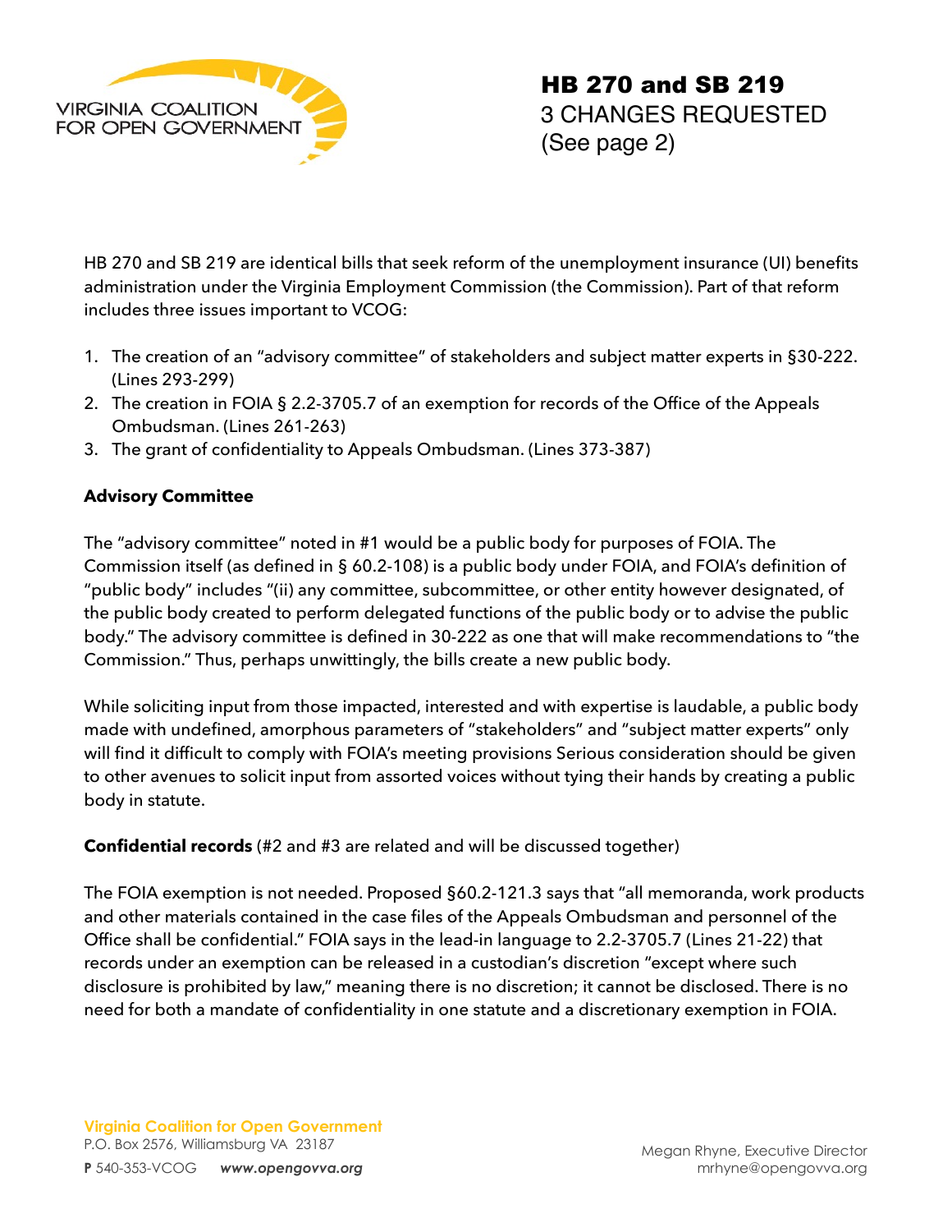VIRGINIA COALITION FOR OPEN GOVERNMENT

# HB 270 and SB 219

3 CHANGES REQUESTED
(See page 2)

HB 270 and SB 219 are identical bills that seek reform of the unemployment insurance (UI) benefits administration under the Virginia Employment Commission (the Commission). Part of that reform includes three issues important to VCOG:

1. The creation of an "advisory committee" of stakeholders and subject matter experts in §30-222. (Lines 293-299)
2. The creation in FOIA § 2.2-3705.7 of an exemption for records of the Office of the Appeals Ombudsman. (Lines 261-263)
3. The grant of confidentiality to Appeals Ombudsman. (Lines 373-387)

**Advisory Committee**

The "advisory committee" noted in #1 would be a public body for purposes of FOIA. The Commission itself (as defined in § 60.2-108) is a public body under FOIA, and FOIA's definition of "public body" includes "(ii) any committee, subcommittee, or other entity however designated, of the public body created to perform delegated functions of the public body or to advise the public body." The advisory committee is defined in 30-222 as one that will make recommendations to "the Commission." Thus, perhaps unwittingly, the bills create a new public body.

While soliciting input from those impacted, interested and with expertise is laudable, a public body made with undefined, amorphous parameters of "stakeholders" and "subject matter experts" only will find it difficult to comply with FOIA's meeting provisions Serious consideration should be given to other avenues to solicit input from assorted voices without tying their hands by creating a public body in statute.

**Confidential records** (#2 and #3 are related and will be discussed together)

The FOIA exemption is not needed. Proposed §60.2-121.3 says that "all memoranda, work products and other materials contained in the case files of the Appeals Ombudsman and personnel of the Office shall be confidential." FOIA says in the lead-in language to 2.2-3705.7 (Lines 21-22) that records under an exemption can be released in a custodian's discretion "except where such disclosure is prohibited by law," meaning there is no discretion; it cannot be disclosed. There is no need for both a mandate of confidentiality in one statute and a discretionary exemption in FOIA.

Virginia Coalition for Open Government
P.O. Box 2576, Williamsburg VA 23187
P 540-353-VCOG *www.opengovva.org*

Megan Rhyne, Executive Director
mrhyne@opengovva.org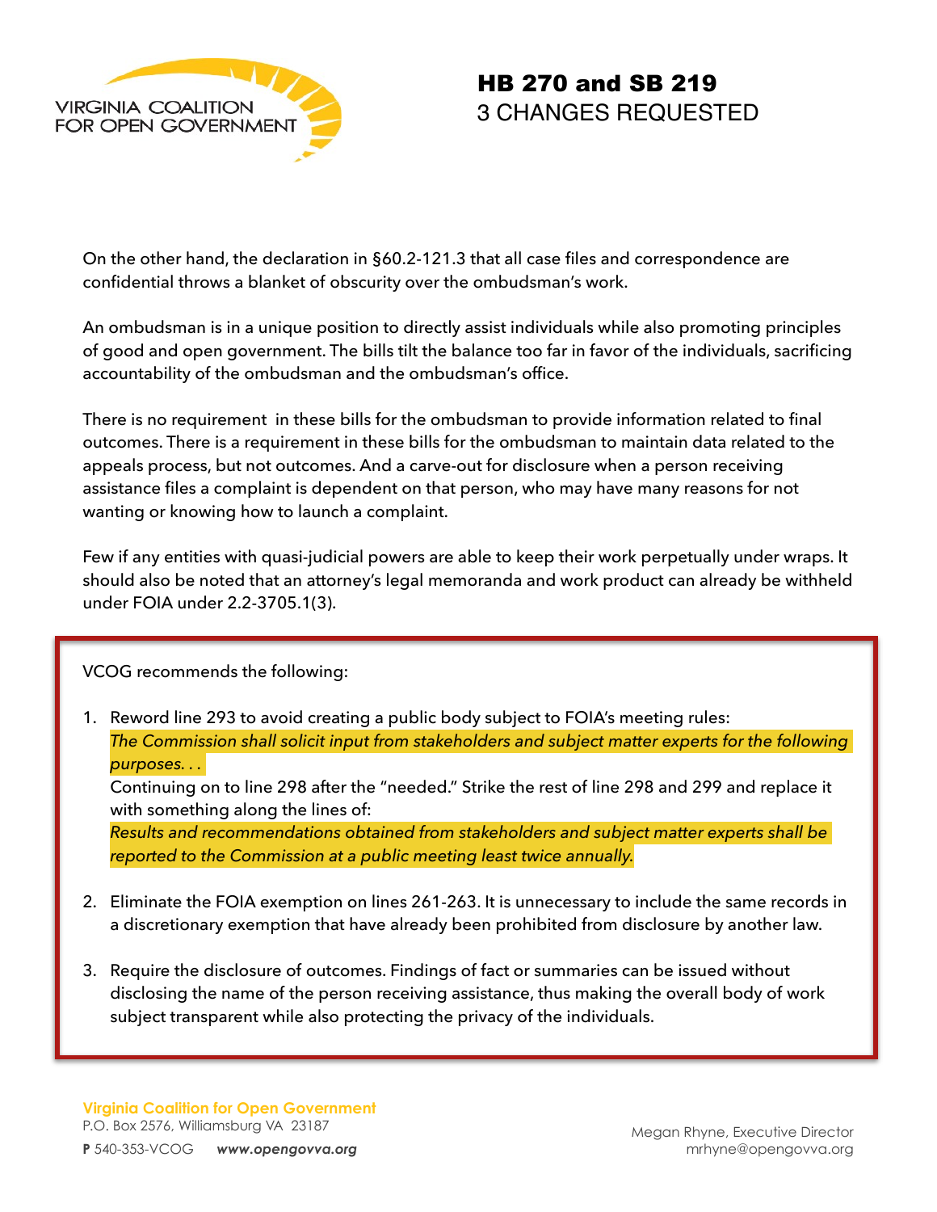# HB 270 and SB 219

## 3 CHANGES REQUESTED

On the other hand, the declaration in §60.2-121.3 that all case files and correspondence are confidential throws a blanket of obscurity over the ombudsman's work.

An ombudsman is in a unique position to directly assist individuals while also promoting principles of good and open government. The bills tilt the balance too far in favor of the individuals, sacrificing accountability of the ombudsman and the ombudsman's office.

There is no requirement in these bills for the ombudsman to provide information related to final outcomes. There is a requirement in these bills for the ombudsman to maintain data related to the appeals process, but not outcomes. And a carve-out for disclosure when a person receiving assistance files a complaint is dependent on that person, who may have many reasons for not wanting or knowing how to launch a complaint.

Few if any entities with quasi-judicial powers are able to keep their work perpetually under wraps. It should also be noted that an attorney's legal memoranda and work product can already be withheld under FOIA under 2.2-3705.1(3).

VCOG recommends the following:

1. Reword line 293 to avoid creating a public body subject to FOIA's meeting rules:
   *The Commission shall solicit input from stakeholders and subject matter experts for the following purposes. . .*
   Continuing on to line 298 after the "needed." Strike the rest of line 298 and 299 and replace it with something along the lines of:
   *Results and recommendations obtained from stakeholders and subject matter experts shall be reported to the Commission at a public meeting least twice annually.*

2. Eliminate the FOIA exemption on lines 261-263. It is unnecessary to include the same records in a discretionary exemption that have already been prohibited from disclosure by another law.

3. Require the disclosure of outcomes. Findings of fact or summaries can be issued without disclosing the name of the person receiving assistance, thus making the overall body of work subject transparent while also protecting the privacy of the individuals.

**Virginia Coalition for Open Government**
P.O. Box 2576, Williamsburg VA 23187
**P** 540-353-VCOG ***www.opengovva.org***

Megan Rhyne, Executive Director
mrhyne@opengovva.org